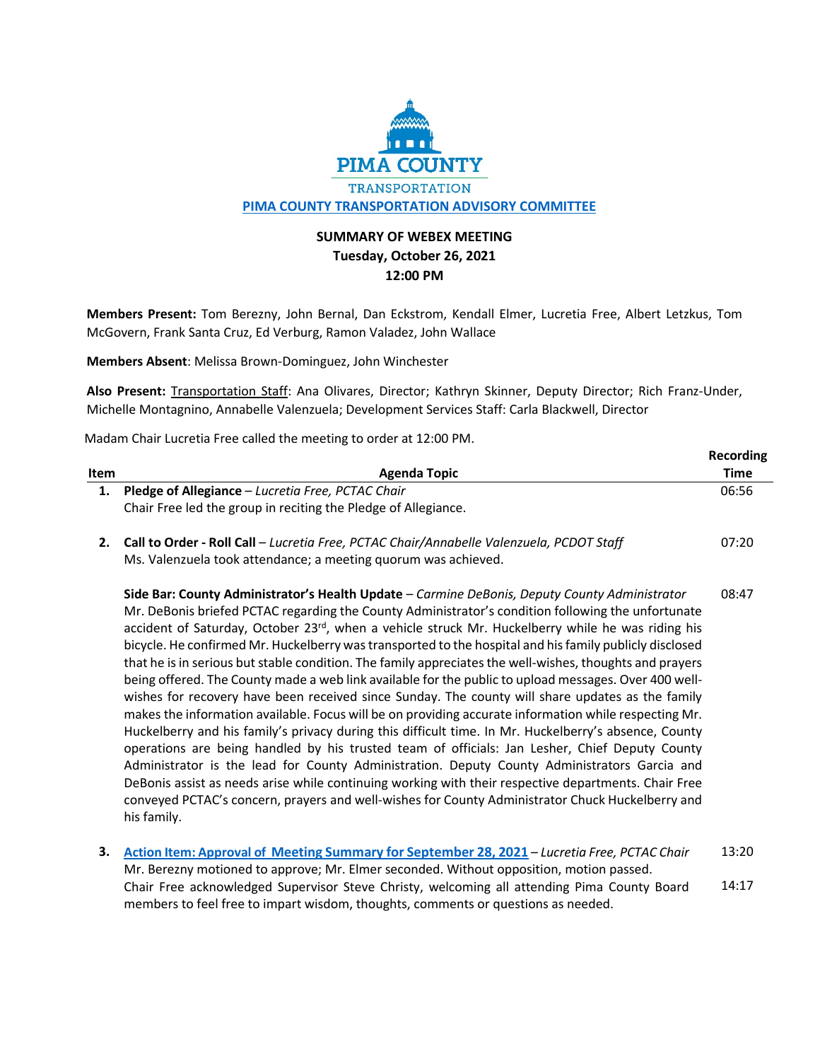PIMA COUNTY

TRANSPORTATION

**PIMA COUNTY TRANSPORTATION ADVISORY COMMITTEE**

**SUMMARY OF WEBEX MEETING**
**Tuesday, October 26, 2021**
**12:00 PM**

**Members Present:** Tom Berezny, John Bernal, Dan Eckstrom, Kendall Elmer, Lucretia Free, Albert Letzkus, Tom McGovern, Frank Santa Cruz, Ed Verburg, Ramon Valadez, John Wallace

**Members Absent**: Melissa Brown-Dominguez, John Winchester

**Also Present:** Transportation Staff: Ana Olivares, Director; Kathryn Skinner, Deputy Director; Rich Franz-Under, Michelle Montagnino, Annabelle Valenzuela; Development Services Staff: Carla Blackwell, Director

Madam Chair Lucretia Free called the meeting to order at 12:00 PM.

| Item | Agenda Topic | Recording Time |
|---|---|---|
| **1.** | **Pledge of Allegiance** – *Lucretia Free, PCTAC Chair*<br>Chair Free led the group in reciting the Pledge of Allegiance. | 06:56 |
| **2.** | **Call to Order - Roll Call** – *Lucretia Free, PCTAC Chair/Annabelle Valenzuela, PCDOT Staff*<br>Ms. Valenzuela took attendance; a meeting quorum was achieved. | 07:20 |
| | **Side Bar: County Administrator's Health Update** – *Carmine DeBonis, Deputy County Administrator*<br>Mr. DeBonis briefed PCTAC regarding the County Administrator's condition following the unfortunate accident of Saturday, October 23rd, when a vehicle struck Mr. Huckelberry while he was riding his bicycle. He confirmed Mr. Huckelberry was transported to the hospital and his family publicly disclosed that he is in serious but stable condition. The family appreciates the well-wishes, thoughts and prayers being offered. The County made a web link available for the public to upload messages. Over 400 well-wishes for recovery have been received since Sunday. The county will share updates as the family makes the information available. Focus will be on providing accurate information while respecting Mr. Huckelberry and his family's privacy during this difficult time. In Mr. Huckelberry's absence, County operations are being handled by his trusted team of officials: Jan Lesher, Chief Deputy County Administrator is the lead for County Administration. Deputy County Administrators Garcia and DeBonis assist as needs arise while continuing working with their respective departments. Chair Free conveyed PCTAC's concern, prayers and well-wishes for County Administrator Chuck Huckelberry and his family. | 08:47 |
| **3.** | **Action Item: Approval of Meeting Summary for September 28, 2021** – *Lucretia Free, PCTAC Chair*<br>Mr. Berezny motioned to approve; Mr. Elmer seconded. Without opposition, motion passed. | 13:20 |
| | Chair Free acknowledged Supervisor Steve Christy, welcoming all attending Pima County Board members to feel free to impart wisdom, thoughts, comments or questions as needed. | 14:17 |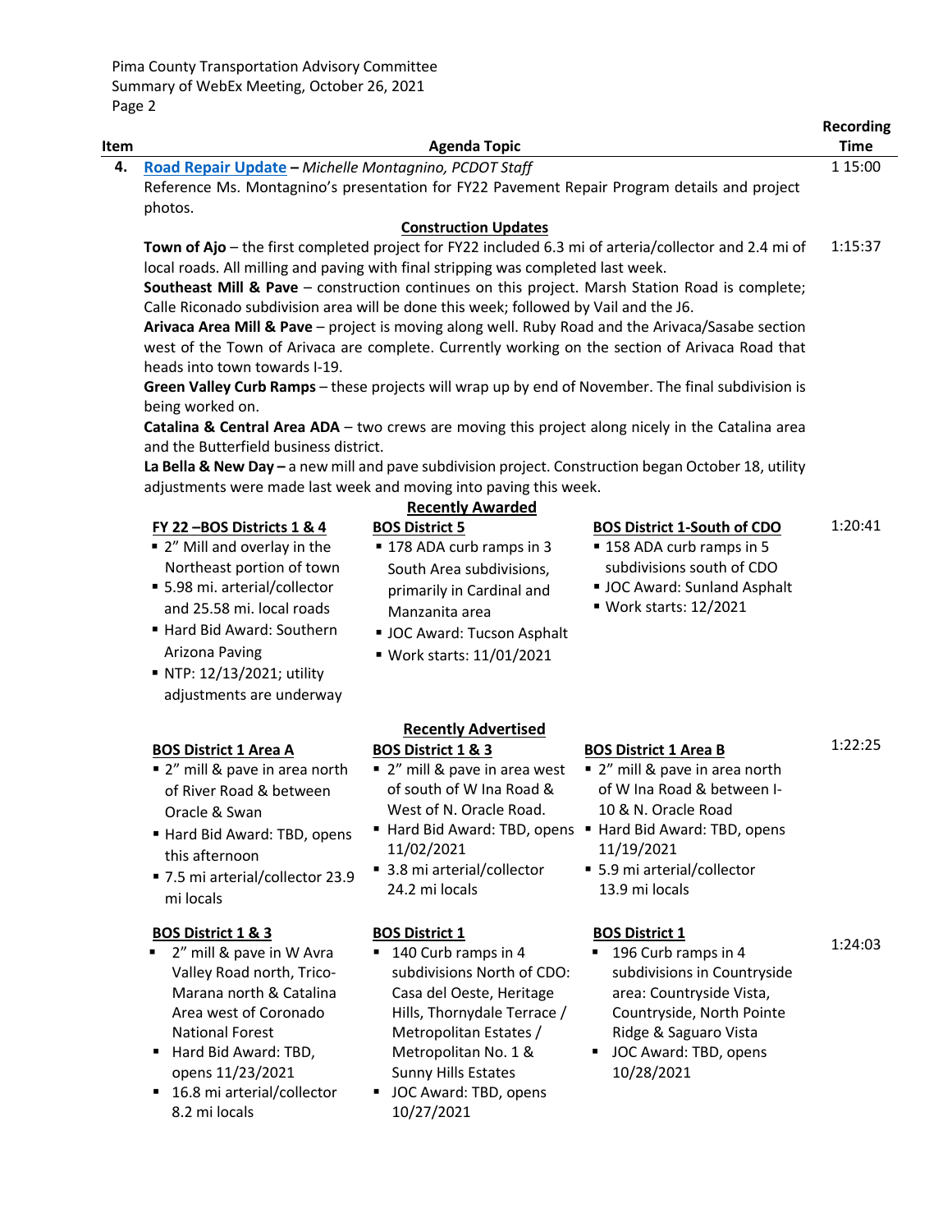| Item | Agenda Topic | Recording Time |
|---|---|---|
| **4.** | **Road Repair Update** – *Michelle Montagnino, PCDOT Staff* | 1 15:00 |
| | Reference Ms. Montagnino's presentation for FY22 Pavement Repair Program details and project photos. | |

**Construction Updates**

**Town of Ajo** – the first completed project for FY22 included 6.3 mi of arteria/collector and 2.4 mi of local roads. All milling and paving with final stripping was completed last week. (1:15:37)

**Southeast Mill & Pave** – construction continues on this project. Marsh Station Road is complete; Calle Riconado subdivision area will be done this week; followed by Vail and the J6.

**Arivaca Area Mill & Pave** – project is moving along well. Ruby Road and the Arivaca/Sasabe section west of the Town of Arivaca are complete. Currently working on the section of Arivaca Road that heads into town towards I-19.

**Green Valley Curb Ramps** – these projects will wrap up by end of November. The final subdivision is being worked on.

**Catalina & Central Area ADA** – two crews are moving this project along nicely in the Catalina area and the Butterfield business district.

**La Bella & New Day** – a new mill and pave subdivision project. Construction began October 18, utility adjustments were made last week and moving into paving this week.

**Recently Awarded** (1:20:41)

**FY 22 –BOS Districts 1 & 4**
- 2" Mill and overlay in the Northeast portion of town
- 5.98 mi. arterial/collector and 25.58 mi. local roads
- Hard Bid Award: Southern Arizona Paving
- NTP: 12/13/2021; utility adjustments are underway

**BOS District 5**
- 178 ADA curb ramps in 3 South Area subdivisions, primarily in Cardinal and Manzanita area
- JOC Award: Tucson Asphalt
- Work starts: 11/01/2021

**BOS District 1-South of CDO**
- 158 ADA curb ramps in 5 subdivisions south of CDO
- JOC Award: Sunland Asphalt
- Work starts: 12/2021

**Recently Advertised** (1:22:25)

**BOS District 1 Area A**
- 2" mill & pave in area north of River Road & between Oracle & Swan
- Hard Bid Award: TBD, opens this afternoon
- 7.5 mi arterial/collector 23.9 mi locals

**BOS District 1 & 3**
- 2" mill & pave in area west of south of W Ina Road & West of N. Oracle Road.
- Hard Bid Award: TBD, opens 11/02/2021
- 3.8 mi arterial/collector 24.2 mi locals

**BOS District 1 Area B**
- 2" mill & pave in area north of W Ina Road & between I-10 & N. Oracle Road
- Hard Bid Award: TBD, opens 11/19/2021
- 5.9 mi arterial/collector 13.9 mi locals

(1:24:03)

**BOS District 1 & 3**
- 2" mill & pave in W Avra Valley Road north, Trico-Marana north & Catalina Area west of Coronado National Forest
- Hard Bid Award: TBD, opens 11/23/2021
- 16.8 mi arterial/collector 8.2 mi locals

**BOS District 1**
- 140 Curb ramps in 4 subdivisions North of CDO: Casa del Oeste, Heritage Hills, Thornydale Terrace / Metropolitan Estates / Metropolitan No. 1 & Sunny Hills Estates
- JOC Award: TBD, opens 10/27/2021

**BOS District 1**
- 196 Curb ramps in 4 subdivisions in Countryside area: Countryside Vista, Countryside, North Pointe Ridge & Saguaro Vista
- JOC Award: TBD, opens 10/28/2021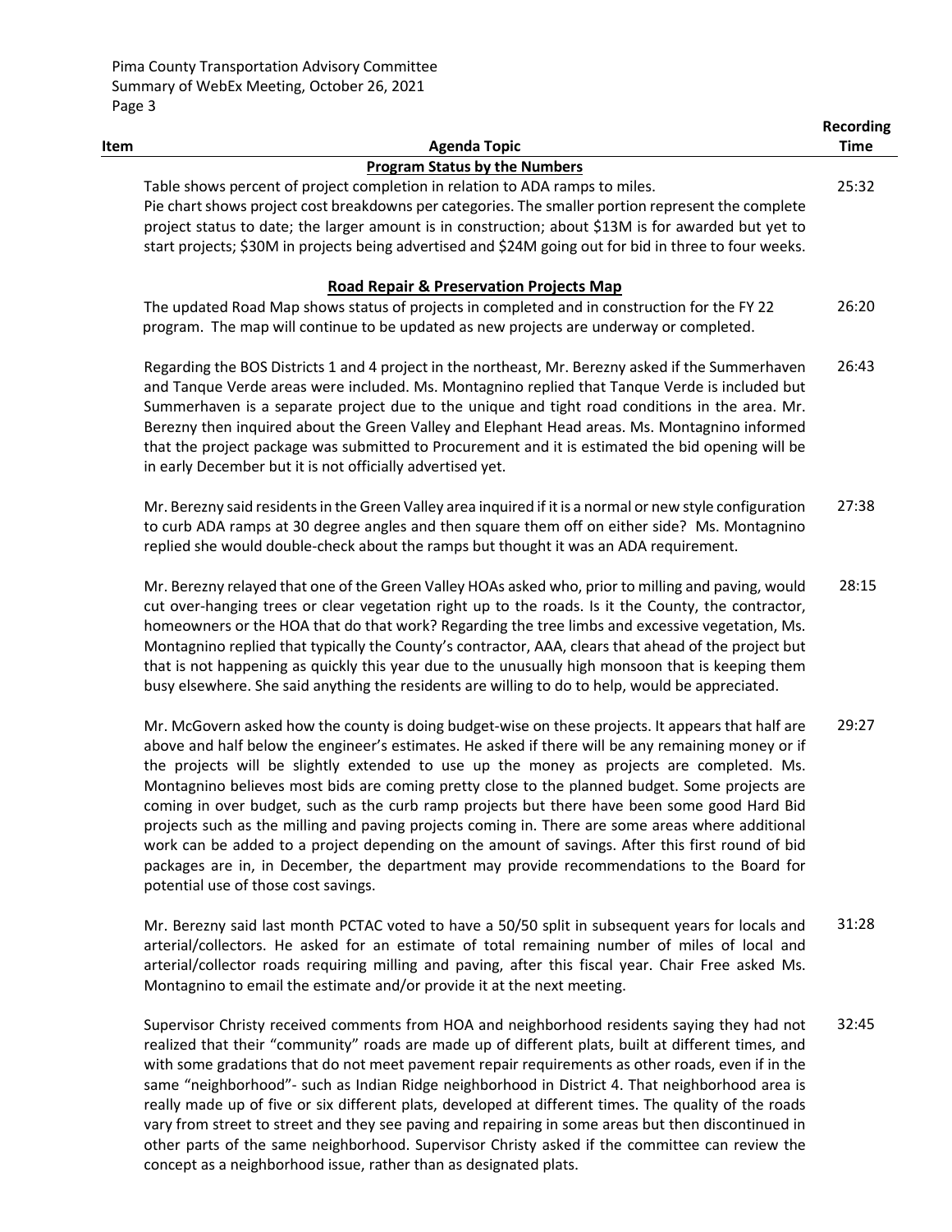| Item | Agenda Topic | Recording Time |
|---|---|---|
| | **Program Status by the Numbers** | |
| | Table shows percent of project completion in relation to ADA ramps to miles. Pie chart shows project cost breakdowns per categories. The smaller portion represent the complete project status to date; the larger amount is in construction; about \$13M is for awarded but yet to start projects; \$30M in projects being advertised and \$24M going out for bid in three to four weeks. | 25:32 |
| | **Road Repair & Preservation Projects Map** | |
| | The updated Road Map shows status of projects in completed and in construction for the FY 22 program. The map will continue to be updated as new projects are underway or completed. | 26:20 |
| | Regarding the BOS Districts 1 and 4 project in the northeast, Mr. Berezny asked if the Summerhaven and Tanque Verde areas were included. Ms. Montagnino replied that Tanque Verde is included but Summerhaven is a separate project due to the unique and tight road conditions in the area. Mr. Berezny then inquired about the Green Valley and Elephant Head areas. Ms. Montagnino informed that the project package was submitted to Procurement and it is estimated the bid opening will be in early December but it is not officially advertised yet. | 26:43 |
| | Mr. Berezny said residents in the Green Valley area inquired if it is a normal or new style configuration to curb ADA ramps at 30 degree angles and then square them off on either side? Ms. Montagnino replied she would double-check about the ramps but thought it was an ADA requirement. | 27:38 |
| | Mr. Berezny relayed that one of the Green Valley HOAs asked who, prior to milling and paving, would cut over-hanging trees or clear vegetation right up to the roads. Is it the County, the contractor, homeowners or the HOA that do that work? Regarding the tree limbs and excessive vegetation, Ms. Montagnino replied that typically the County's contractor, AAA, clears that ahead of the project but that is not happening as quickly this year due to the unusually high monsoon that is keeping them busy elsewhere. She said anything the residents are willing to do to help, would be appreciated. | 28:15 |
| | Mr. McGovern asked how the county is doing budget-wise on these projects. It appears that half are above and half below the engineer's estimates. He asked if there will be any remaining money or if the projects will be slightly extended to use up the money as projects are completed. Ms. Montagnino believes most bids are coming pretty close to the planned budget. Some projects are coming in over budget, such as the curb ramp projects but there have been some good Hard Bid projects such as the milling and paving projects coming in. There are some areas where additional work can be added to a project depending on the amount of savings. After this first round of bid packages are in, in December, the department may provide recommendations to the Board for potential use of those cost savings. | 29:27 |
| | Mr. Berezny said last month PCTAC voted to have a 50/50 split in subsequent years for locals and arterial/collectors. He asked for an estimate of total remaining number of miles of local and arterial/collector roads requiring milling and paving, after this fiscal year. Chair Free asked Ms. Montagnino to email the estimate and/or provide it at the next meeting. | 31:28 |
| | Supervisor Christy received comments from HOA and neighborhood residents saying they had not realized that their "community" roads are made up of different plats, built at different times, and with some gradations that do not meet pavement repair requirements as other roads, even if in the same "neighborhood"- such as Indian Ridge neighborhood in District 4. That neighborhood area is really made up of five or six different plats, developed at different times. The quality of the roads vary from street to street and they see paving and repairing in some areas but then discontinued in other parts of the same neighborhood. Supervisor Christy asked if the committee can review the concept as a neighborhood issue, rather than as designated plats. | 32:45 |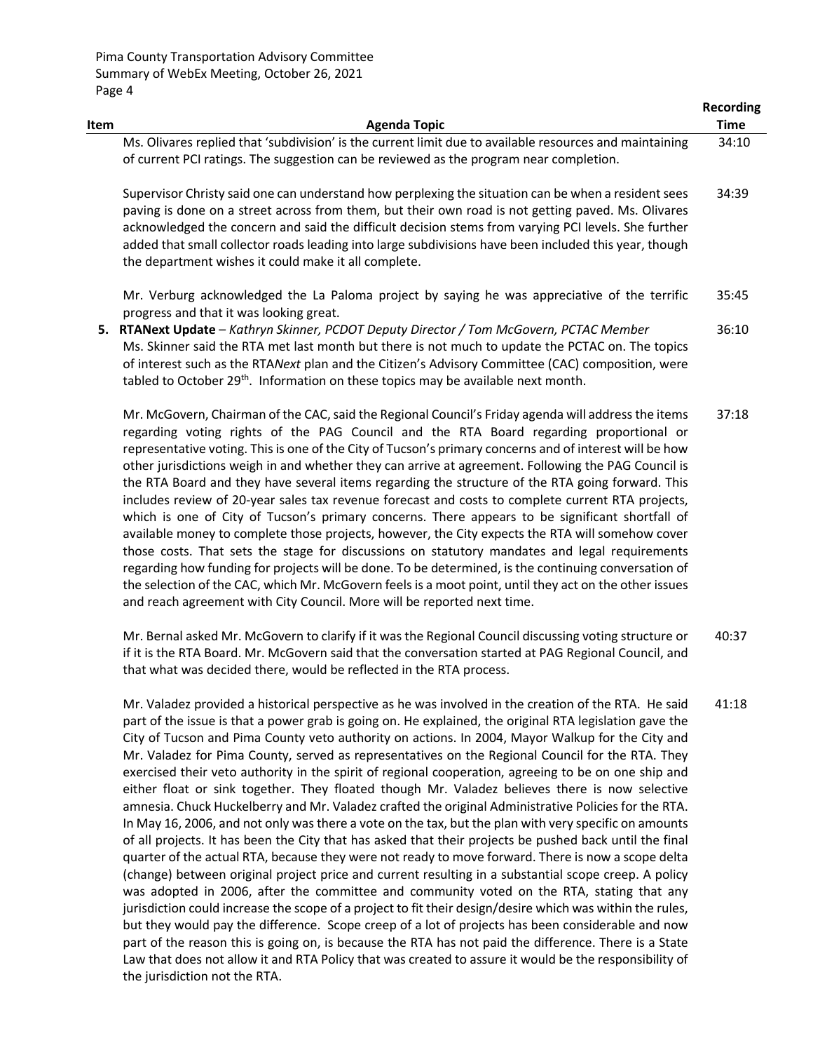| Item | Agenda Topic | Recording Time |
|---|---|---|
| | Ms. Olivares replied that 'subdivision' is the current limit due to available resources and maintaining of current PCI ratings. The suggestion can be reviewed as the program near completion. | 34:10 |
| | Supervisor Christy said one can understand how perplexing the situation can be when a resident sees paving is done on a street across from them, but their own road is not getting paved. Ms. Olivares acknowledged the concern and said the difficult decision stems from varying PCI levels. She further added that small collector roads leading into large subdivisions have been included this year, though the department wishes it could make it all complete. | 34:39 |
| | Mr. Verburg acknowledged the La Paloma project by saying he was appreciative of the terrific progress and that it was looking great. | 35:45 |
| **5.** | **RTANext Update** – *Kathryn Skinner, PCDOT Deputy Director / Tom McGovern, PCTAC Member* Ms. Skinner said the RTA met last month but there is not much to update the PCTAC on. The topics of interest such as the RTA*Next* plan and the Citizen's Advisory Committee (CAC) composition, were tabled to October 29th. Information on these topics may be available next month. | 36:10 |
| | Mr. McGovern, Chairman of the CAC, said the Regional Council's Friday agenda will address the items regarding voting rights of the PAG Council and the RTA Board regarding proportional or representative voting. This is one of the City of Tucson's primary concerns and of interest will be how other jurisdictions weigh in and whether they can arrive at agreement. Following the PAG Council is the RTA Board and they have several items regarding the structure of the RTA going forward. This includes review of 20-year sales tax revenue forecast and costs to complete current RTA projects, which is one of City of Tucson's primary concerns. There appears to be significant shortfall of available money to complete those projects, however, the City expects the RTA will somehow cover those costs. That sets the stage for discussions on statutory mandates and legal requirements regarding how funding for projects will be done. To be determined, is the continuing conversation of the selection of the CAC, which Mr. McGovern feels is a moot point, until they act on the other issues and reach agreement with City Council. More will be reported next time. | 37:18 |
| | Mr. Bernal asked Mr. McGovern to clarify if it was the Regional Council discussing voting structure or if it is the RTA Board. Mr. McGovern said that the conversation started at PAG Regional Council, and that what was decided there, would be reflected in the RTA process. | 40:37 |
| | Mr. Valadez provided a historical perspective as he was involved in the creation of the RTA. He said part of the issue is that a power grab is going on. He explained, the original RTA legislation gave the City of Tucson and Pima County veto authority on actions. In 2004, Mayor Walkup for the City and Mr. Valadez for Pima County, served as representatives on the Regional Council for the RTA. They exercised their veto authority in the spirit of regional cooperation, agreeing to be on one ship and either float or sink together. They floated though Mr. Valadez believes there is now selective amnesia. Chuck Huckelberry and Mr. Valadez crafted the original Administrative Policies for the RTA. In May 16, 2006, and not only was there a vote on the tax, but the plan with very specific on amounts of all projects. It has been the City that has asked that their projects be pushed back until the final quarter of the actual RTA, because they were not ready to move forward. There is now a scope delta (change) between original project price and current resulting in a substantial scope creep. A policy was adopted in 2006, after the committee and community voted on the RTA, stating that any jurisdiction could increase the scope of a project to fit their design/desire which was within the rules, but they would pay the difference. Scope creep of a lot of projects has been considerable and now part of the reason this is going on, is because the RTA has not paid the difference. There is a State Law that does not allow it and RTA Policy that was created to assure it would be the responsibility of the jurisdiction not the RTA. | 41:18 |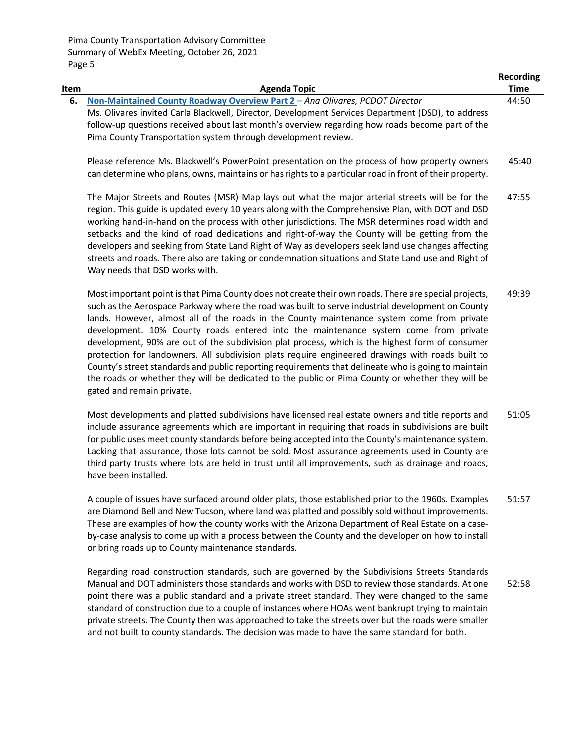| Item | Agenda Topic | Recording Time |
|---|---|---|
| 6. | **Non-Maintained County Roadway Overview Part 2** – *Ana Olivares, PCDOT Director*<br>Ms. Olivares invited Carla Blackwell, Director, Development Services Department (DSD), to address follow-up questions received about last month's overview regarding how roads become part of the Pima County Transportation system through development review. | 44:50 |
| | Please reference Ms. Blackwell's PowerPoint presentation on the process of how property owners can determine who plans, owns, maintains or has rights to a particular road in front of their property. | 45:40 |
| | The Major Streets and Routes (MSR) Map lays out what the major arterial streets will be for the region. This guide is updated every 10 years along with the Comprehensive Plan, with DOT and DSD working hand-in-hand on the process with other jurisdictions. The MSR determines road width and setbacks and the kind of road dedications and right-of-way the County will be getting from the developers and seeking from State Land Right of Way as developers seek land use changes affecting streets and roads. There also are taking or condemnation situations and State Land use and Right of Way needs that DSD works with. | 47:55 |
| | Most important point is that Pima County does not create their own roads. There are special projects, such as the Aerospace Parkway where the road was built to serve industrial development on County lands. However, almost all of the roads in the County maintenance system come from private development. 10% County roads entered into the maintenance system come from private development, 90% are out of the subdivision plat process, which is the highest form of consumer protection for landowners. All subdivision plats require engineered drawings with roads built to County's street standards and public reporting requirements that delineate who is going to maintain the roads or whether they will be dedicated to the public or Pima County or whether they will be gated and remain private. | 49:39 |
| | Most developments and platted subdivisions have licensed real estate owners and title reports and include assurance agreements which are important in requiring that roads in subdivisions are built for public uses meet county standards before being accepted into the County's maintenance system. Lacking that assurance, those lots cannot be sold. Most assurance agreements used in County are third party trusts where lots are held in trust until all improvements, such as drainage and roads, have been installed. | 51:05 |
| | A couple of issues have surfaced around older plats, those established prior to the 1960s. Examples are Diamond Bell and New Tucson, where land was platted and possibly sold without improvements. These are examples of how the county works with the Arizona Department of Real Estate on a case-by-case analysis to come up with a process between the County and the developer on how to install or bring roads up to County maintenance standards. | 51:57 |
| | Regarding road construction standards, such are governed by the Subdivisions Streets Standards Manual and DOT administers those standards and works with DSD to review those standards. At one point there was a public standard and a private street standard. They were changed to the same standard of construction due to a couple of instances where HOAs went bankrupt trying to maintain private streets. The County then was approached to take the streets over but the roads were smaller and not built to county standards. The decision was made to have the same standard for both. | 52:58 |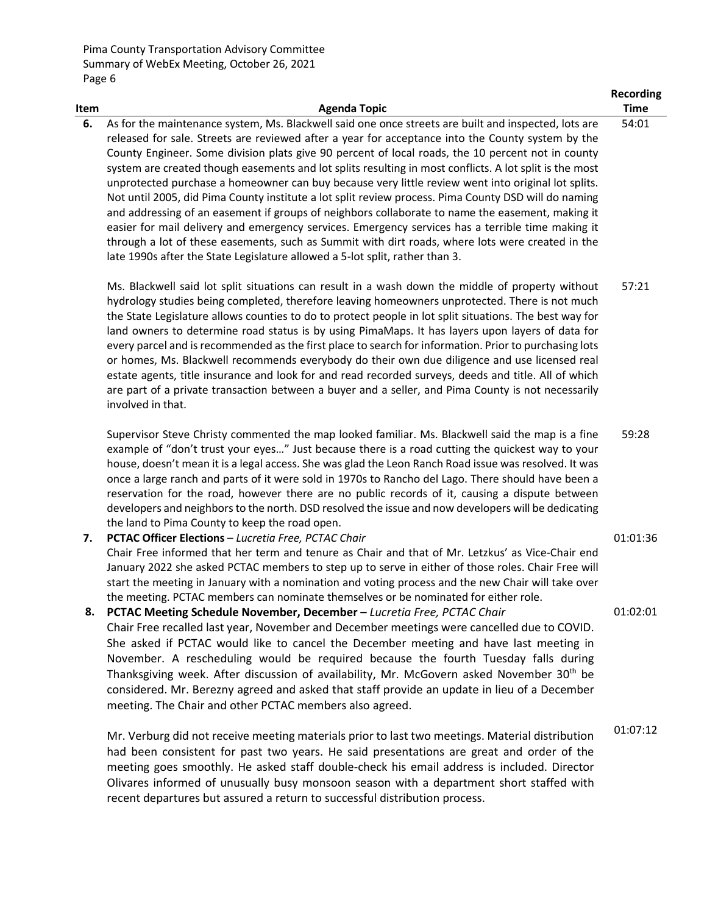| Item | Agenda Topic | Recording Time |
|---|---|---|
| 6. | As for the maintenance system, Ms. Blackwell said one once streets are built and inspected, lots are released for sale. Streets are reviewed after a year for acceptance into the County system by the County Engineer. Some division plats give 90 percent of local roads, the 10 percent not in county system are created though easements and lot splits resulting in most conflicts. A lot split is the most unprotected purchase a homeowner can buy because very little review went into original lot splits. Not until 2005, did Pima County institute a lot split review process. Pima County DSD will do naming and addressing of an easement if groups of neighbors collaborate to name the easement, making it easier for mail delivery and emergency services. Emergency services has a terrible time making it through a lot of these easements, such as Summit with dirt roads, where lots were created in the late 1990s after the State Legislature allowed a 5-lot split, rather than 3. | 54:01 |
| | Ms. Blackwell said lot split situations can result in a wash down the middle of property without hydrology studies being completed, therefore leaving homeowners unprotected. There is not much the State Legislature allows counties to do to protect people in lot split situations. The best way for land owners to determine road status is by using PimaMaps. It has layers upon layers of data for every parcel and is recommended as the first place to search for information. Prior to purchasing lots or homes, Ms. Blackwell recommends everybody do their own due diligence and use licensed real estate agents, title insurance and look for and read recorded surveys, deeds and title. All of which are part of a private transaction between a buyer and a seller, and Pima County is not necessarily involved in that. | 57:21 |
| | Supervisor Steve Christy commented the map looked familiar. Ms. Blackwell said the map is a fine example of "don't trust your eyes…" Just because there is a road cutting the quickest way to your house, doesn't mean it is a legal access. She was glad the Leon Ranch Road issue was resolved. It was once a large ranch and parts of it were sold in 1970s to Rancho del Lago. There should have been a reservation for the road, however there are no public records of it, causing a dispute between developers and neighbors to the north. DSD resolved the issue and now developers will be dedicating the land to Pima County to keep the road open. | 59:28 |
| 7. | **PCTAC Officer Elections** – *Lucretia Free, PCTAC Chair*<br>Chair Free informed that her term and tenure as Chair and that of Mr. Letzkus' as Vice-Chair end January 2022 she asked PCTAC members to step up to serve in either of those roles. Chair Free will start the meeting in January with a nomination and voting process and the new Chair will take over the meeting. PCTAC members can nominate themselves or be nominated for either role. | 01:01:36 |
| 8. | **PCTAC Meeting Schedule November, December –** *Lucretia Free, PCTAC Chair*<br>Chair Free recalled last year, November and December meetings were cancelled due to COVID. She asked if PCTAC would like to cancel the December meeting and have last meeting in November. A rescheduling would be required because the fourth Tuesday falls during Thanksgiving week. After discussion of availability, Mr. McGovern asked November 30th be considered. Mr. Berezny agreed and asked that staff provide an update in lieu of a December meeting. The Chair and other PCTAC members also agreed. | 01:02:01 |
| | Mr. Verburg did not receive meeting materials prior to last two meetings. Material distribution had been consistent for past two years. He said presentations are great and order of the meeting goes smoothly. He asked staff double-check his email address is included. Director Olivares informed of unusually busy monsoon season with a department short staffed with recent departures but assured a return to successful distribution process. | 01:07:12 |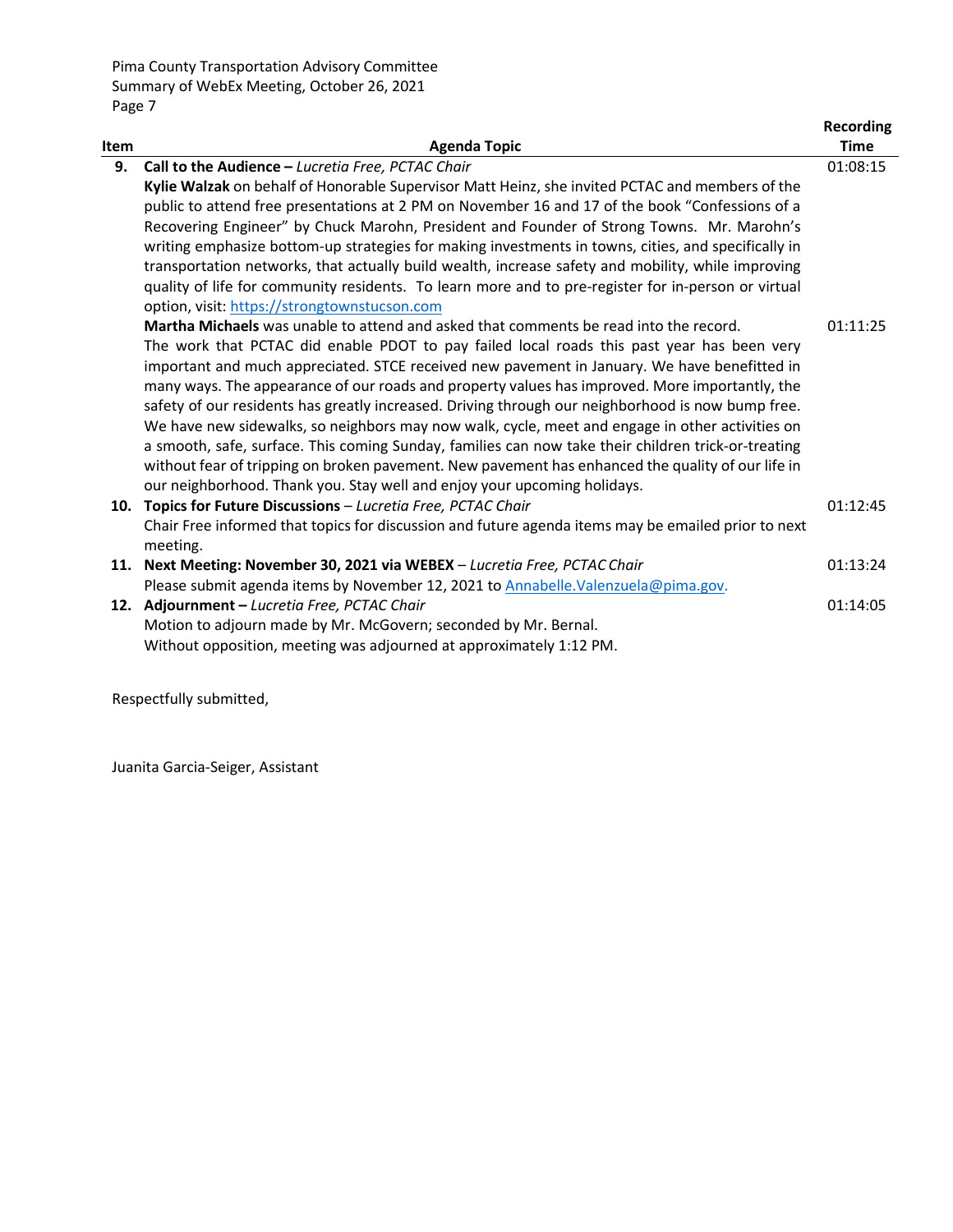| Item | Agenda Topic | Recording Time |
|---|---|---|
| 9. | **Call to the Audience –** *Lucretia Free, PCTAC Chair*<br>**Kylie Walzak** on behalf of Honorable Supervisor Matt Heinz, she invited PCTAC and members of the public to attend free presentations at 2 PM on November 16 and 17 of the book "Confessions of a Recovering Engineer" by Chuck Marohn, President and Founder of Strong Towns. Mr. Marohn's writing emphasize bottom-up strategies for making investments in towns, cities, and specifically in transportation networks, that actually build wealth, increase safety and mobility, while improving quality of life for community residents. To learn more and to pre-register for in-person or virtual option, visit: https://strongtownstucson.com | 01:08:15 |
| | **Martha Michaels** was unable to attend and asked that comments be read into the record.<br>The work that PCTAC did enable PDOT to pay failed local roads this past year has been very important and much appreciated. STCE received new pavement in January. We have benefitted in many ways. The appearance of our roads and property values has improved. More importantly, the safety of our residents has greatly increased. Driving through our neighborhood is now bump free. We have new sidewalks, so neighbors may now walk, cycle, meet and engage in other activities on a smooth, safe, surface. This coming Sunday, families can now take their children trick-or-treating without fear of tripping on broken pavement. New pavement has enhanced the quality of our life in our neighborhood. Thank you. Stay well and enjoy your upcoming holidays. | 01:11:25 |
| 10. | **Topics for Future Discussions** – *Lucretia Free, PCTAC Chair*<br>Chair Free informed that topics for discussion and future agenda items may be emailed prior to next meeting. | 01:12:45 |
| 11. | **Next Meeting: November 30, 2021 via WEBEX** – *Lucretia Free, PCTAC Chair*<br>Please submit agenda items by November 12, 2021 to Annabelle.Valenzuela@pima.gov. | 01:13:24 |
| 12. | **Adjournment –** *Lucretia Free, PCTAC Chair*<br>Motion to adjourn made by Mr. McGovern; seconded by Mr. Bernal.<br>Without opposition, meeting was adjourned at approximately 1:12 PM. | 01:14:05 |

Respectfully submitted,

Juanita Garcia-Seiger, Assistant